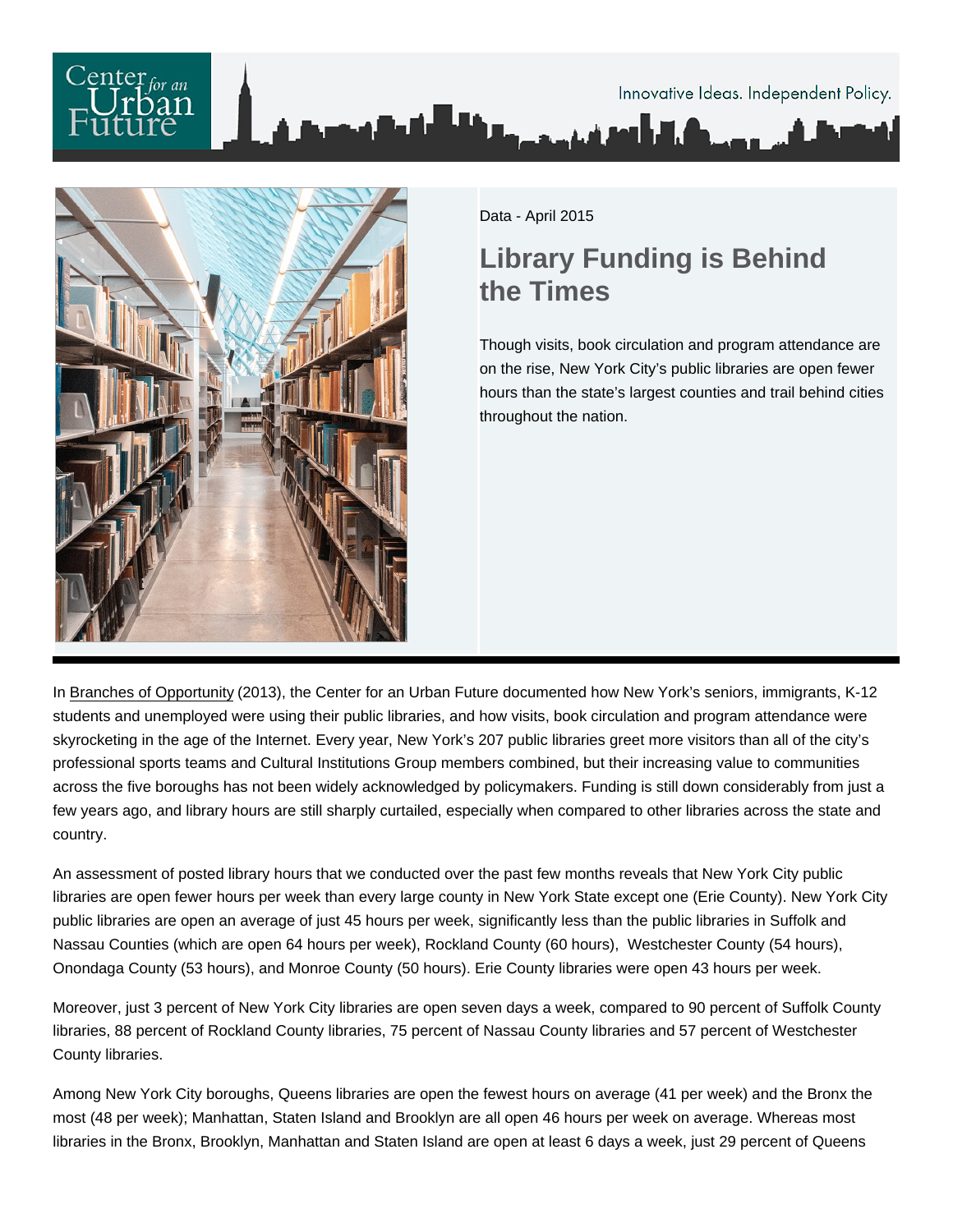Data - April 2015

# Library Funding is Behind the Times

Though visits, book circulation and program attendance are on the rise, New York City's public libraries are open fewer hours than the state's largest counties and trail behind cities throughout the nation.

In Branches of Opportunity (2013), the Center for an Urban Future documented how New York's seniors, immigrants, K-12 students and unemployed were using their public libraries, and how visits, book circulation and program attendance were skyrocketing in the age of the Internet. Every year, New York's 207 public libraries greet more visitors than all of the city's professional sports teams and Cultural Institutions Group members combined, but their increasing value to communities across the five boroughs has not been widely acknowledged by policymakers. Funding is still down considerably from just a few years ago, and library hours are still sharply curtailed, especially when compared to other libraries across the state and country.

An assessment of posted library hours that we conducted over the past few months reveals that New York City public libraries are open fewer hours per week than every large county in New York State except one (Erie County). New York City public libraries are open an average of just 45 hours per week, significantly less than the public libraries in Suffolk and Nassau Counties (which are open 64 hours per week), Rockland County (60 hours), Westchester County (54 hours), Onondaga County (53 hours), and Monroe County (50 hours). Erie County libraries were open 43 hours per week.

Moreover, just 3 percent of New York City libraries are open seven days a week, compared to 90 percent of Suffolk County libraries, 88 percent of Rockland County libraries, 75 percent of Nassau County libraries and 57 percent of Westchester County libraries.

Among New York City boroughs, Queens libraries are open the fewest hours on average (41 per week) and the Bronx the most (48 per week); Manhattan, Staten Island and Brooklyn are all open 46 hours per week on average. Whereas most libraries in the Bronx, Brooklyn, Manhattan and Staten Island are open at least 6 days a week, just 29 percent of Queens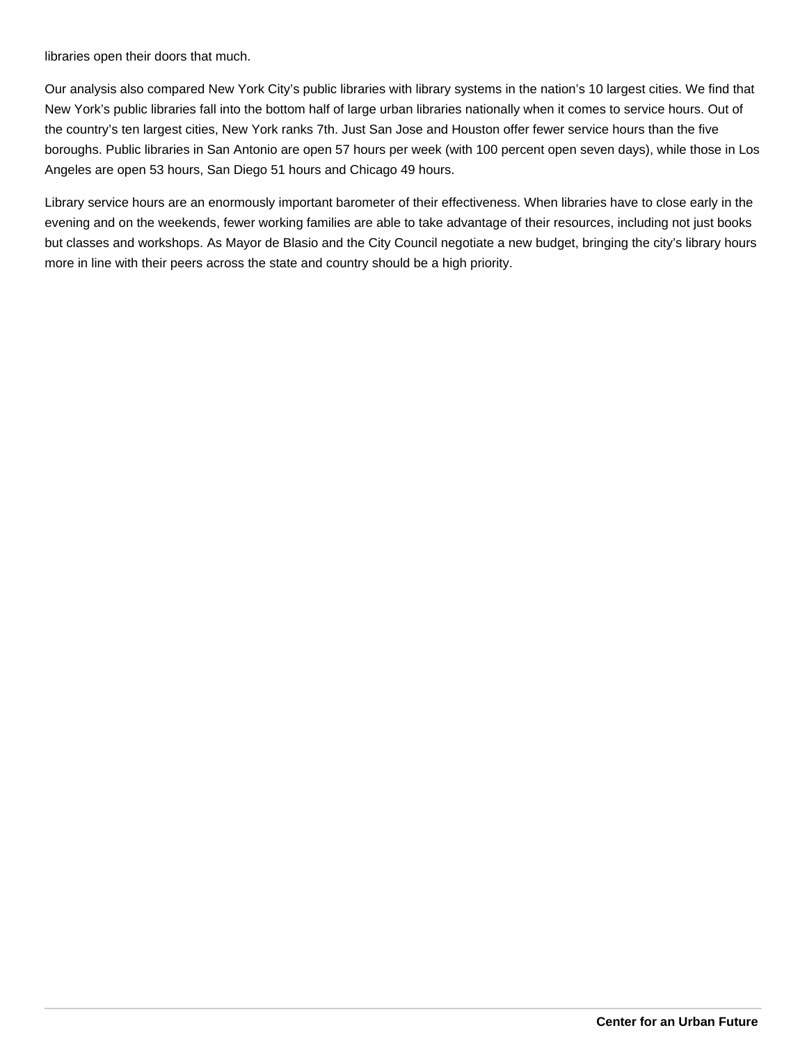libraries open their doors that much.

Our analysis also compared New York City's public libraries with library systems in the nation's 10 largest cities. We find that New York's public libraries fall into the bottom half of large urban libraries nationally when it comes to service hours. Out of the country's ten largest cities, New York ranks 7th. Just San Jose and Houston offer fewer service hours than the five boroughs. Public libraries in San Antonio are open 57 hours per week (with 100 percent open seven days), while those in Los Angeles are open 53 hours, San Diego 51 hours and Chicago 49 hours.

Library service hours are an enormously important barometer of their effectiveness. When libraries have to close early in the evening and on the weekends, fewer working families are able to take advantage of their resources, including not just books but classes and workshops. As Mayor de Blasio and the City Council negotiate a new budget, bringing the city's library hours more in line with their peers across the state and country should be a high priority.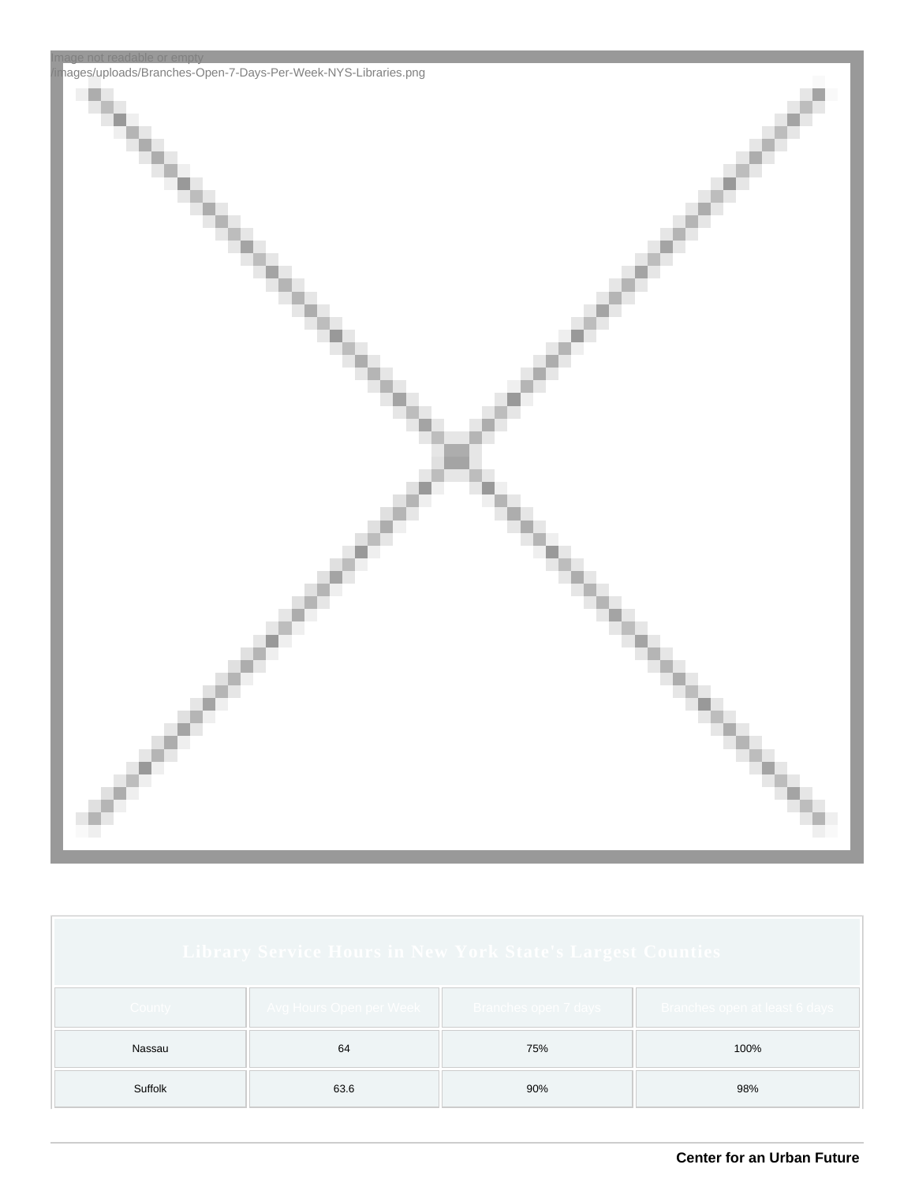Image not readable or empty
/images/uploads/Branches-Open-7-Days-Per-Week-NYS-Libraries.png

| Library Service Hours in New York State's Largest Counties | | | |
|---|---|---|---|
| County | Avg Hours Open per Week | Branches open 7 days | Branches open at least 6 days |
| Nassau | 64 | 75% | 100% |
| Suffolk | 63.6 | 90% | 98% |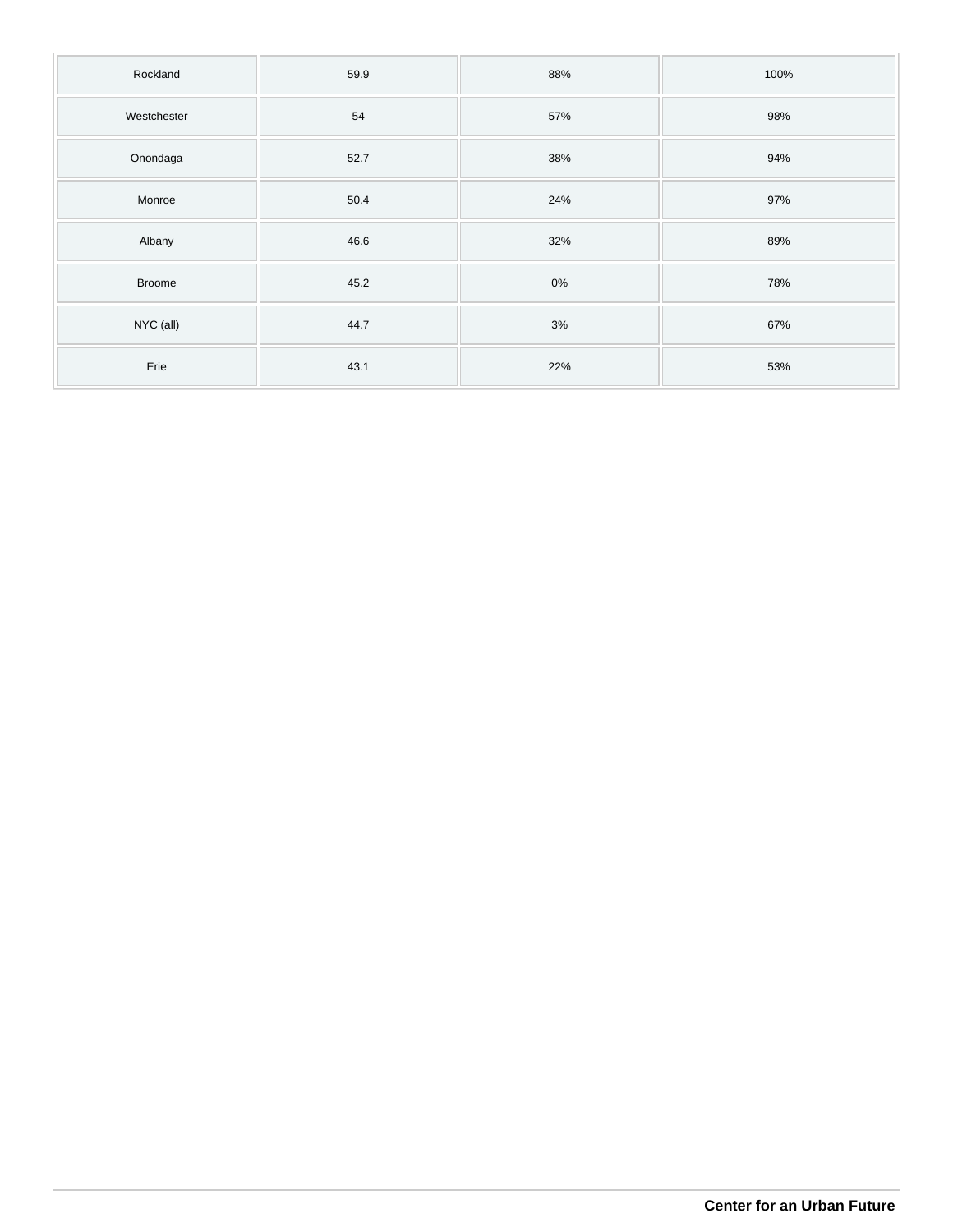| Rockland | 59.9 | 88% | 100% |
| --- | --- | --- | --- |
| Westchester | 54 | 57% | 98% |
| Onondaga | 52.7 | 38% | 94% |
| Monroe | 50.4 | 24% | 97% |
| Albany | 46.6 | 32% | 89% |
| Broome | 45.2 | 0% | 78% |
| NYC (all) | 44.7 | 3% | 67% |
| Erie | 43.1 | 22% | 53% |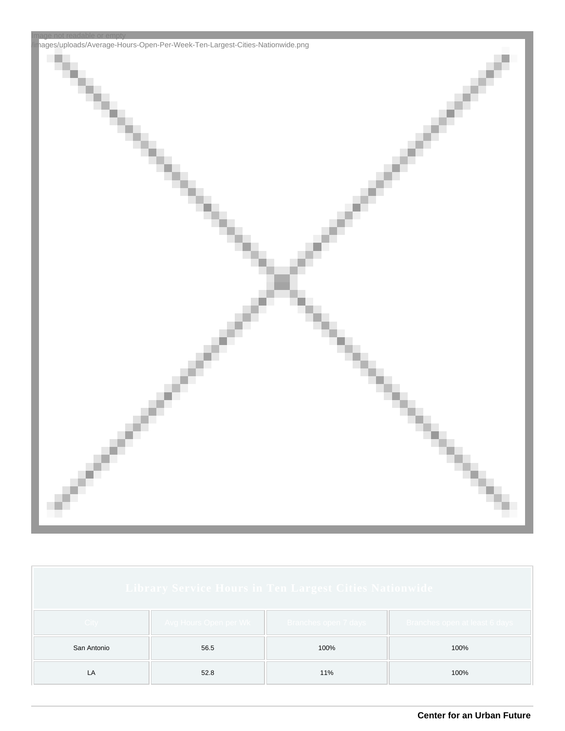Image not readable or empty
/images/uploads/Average-Hours-Open-Per-Week-Ten-Largest-Cities-Nationwide.png

| Library Service Hours in Ten Largest Cities Nationwide | | | |
|---|---|---|---|
| City | Avg Hours Open per Wk | Branches open 7 days | Branches open at least 6 days |
| San Antonio | 56.5 | 100% | 100% |
| LA | 52.8 | 11% | 100% |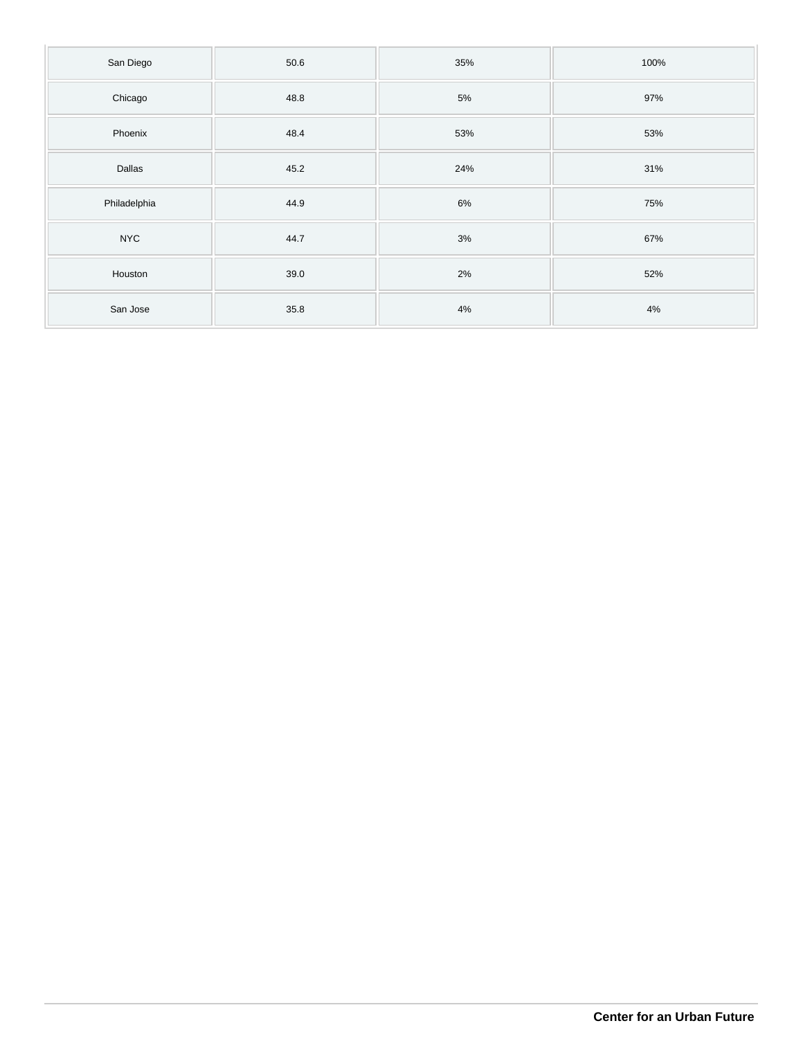| | | | |
|---|---|---|---|
| San Diego | 50.6 | 35% | 100% |
| Chicago | 48.8 | 5% | 97% |
| Phoenix | 48.4 | 53% | 53% |
| Dallas | 45.2 | 24% | 31% |
| Philadelphia | 44.9 | 6% | 75% |
| NYC | 44.7 | 3% | 67% |
| Houston | 39.0 | 2% | 52% |
| San Jose | 35.8 | 4% | 4% |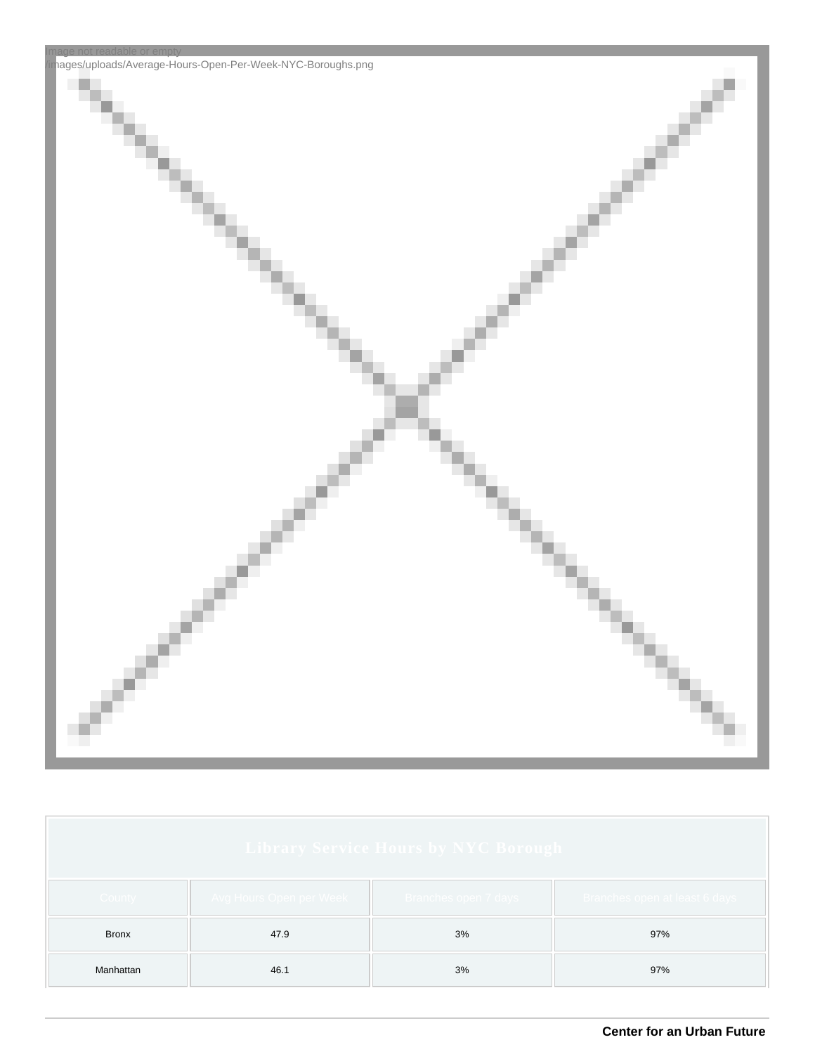Image not readable or empty
/images/uploads/Average-Hours-Open-Per-Week-NYC-Boroughs.png

| Library Service Hours by NYC Borough | | | |
| --- | --- | --- | --- |
| County | Avg Hours Open per Week | Branches open 7 days | Branches open at least 6 days |
| Bronx | 47.9 | 3% | 97% |
| Manhattan | 46.1 | 3% | 97% |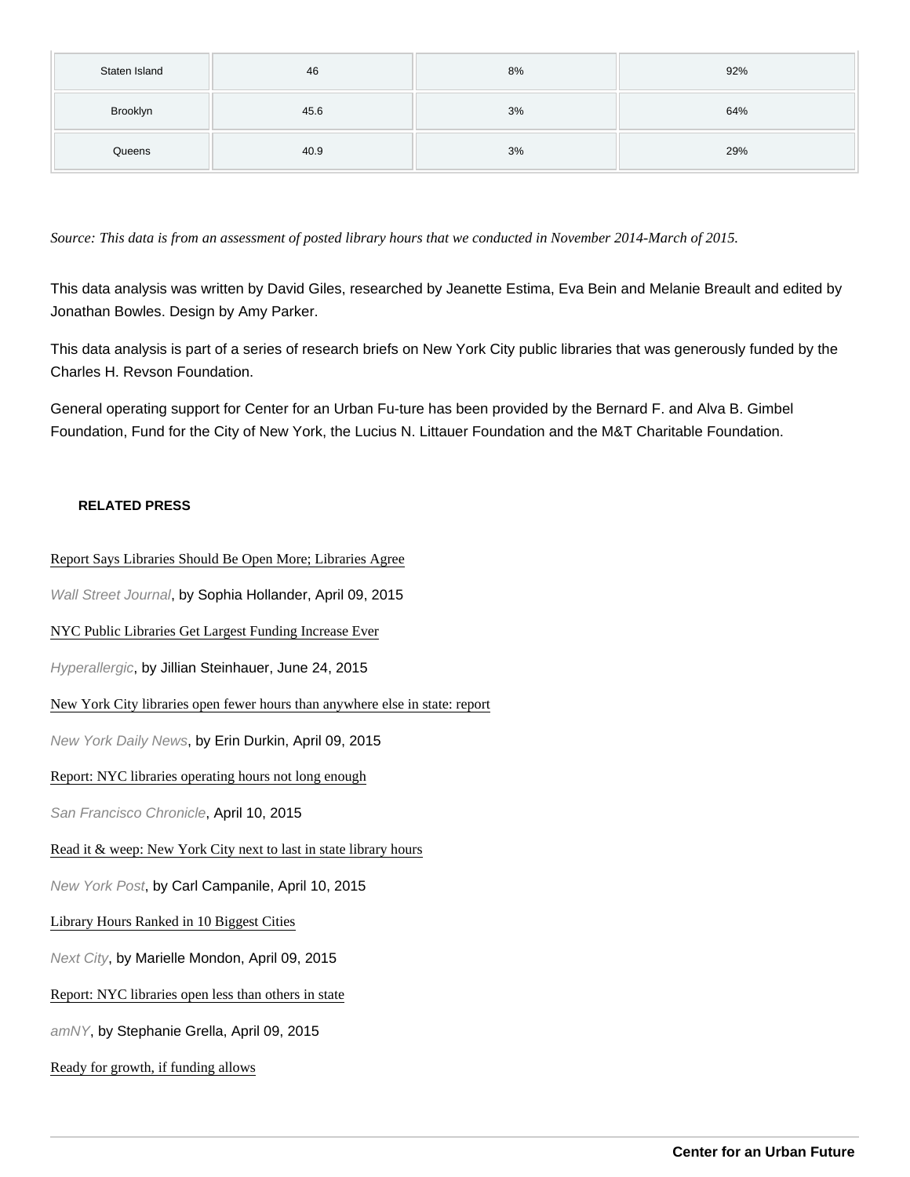| Staten Island | 46 | 8% | 92% |
|---|---|---|---|
| Brooklyn | 45.6 | 3% | 64% |
| Queens | 40.9 | 3% | 29% |

*Source: This data is from an assessment of posted library hours that we conducted in November 2014-March of 2015.*

This data analysis was written by David Giles, researched by Jeanette Estima, Eva Bein and Melanie Breault and edited by Jonathan Bowles. Design by Amy Parker.

This data analysis is part of a series of research briefs on New York City public libraries that was generously funded by the Charles H. Revson Foundation.

General operating support for Center for an Urban Fu-ture has been provided by the Bernard F. and Alva B. Gimbel Foundation, Fund for the City of New York, the Lucius N. Littauer Foundation and the M&T Charitable Foundation.

**RELATED PRESS**

Report Says Libraries Should Be Open More; Libraries Agree

*Wall Street Journal*, by Sophia Hollander, April 09, 2015

NYC Public Libraries Get Largest Funding Increase Ever

*Hyperallergic*, by Jillian Steinhauer, June 24, 2015

New York City libraries open fewer hours than anywhere else in state: report

*New York Daily News*, by Erin Durkin, April 09, 2015

Report: NYC libraries operating hours not long enough

*San Francisco Chronicle*, April 10, 2015

Read it & weep: New York City next to last in state library hours

*New York Post*, by Carl Campanile, April 10, 2015

Library Hours Ranked in 10 Biggest Cities

*Next City*, by Marielle Mondon, April 09, 2015

Report: NYC libraries open less than others in state

*amNY*, by Stephanie Grella, April 09, 2015

Ready for growth, if funding allows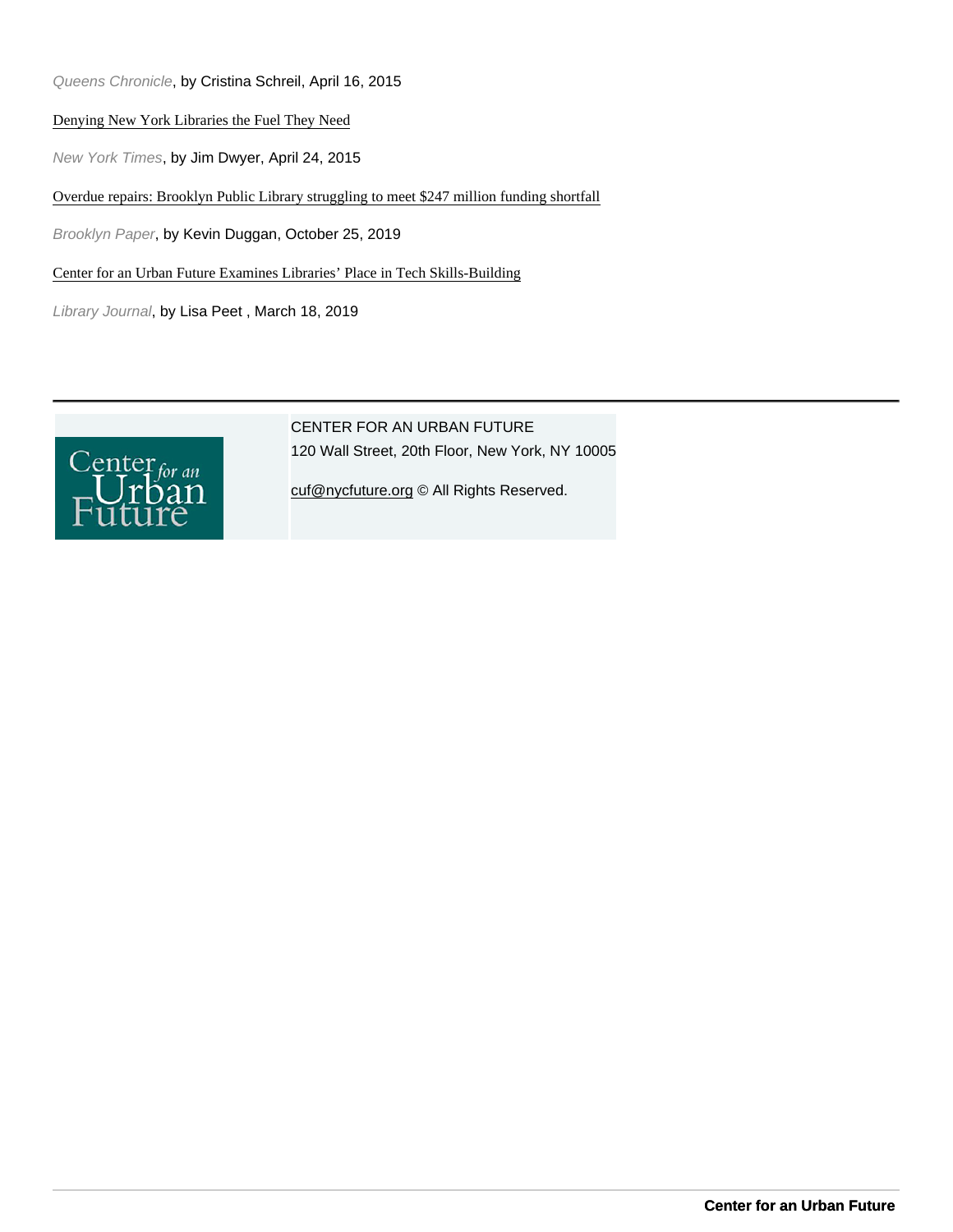*Queens Chronicle*, by Cristina Schreil, April 16, 2015

Denying New York Libraries the Fuel They Need

*New York Times*, by Jim Dwyer, April 24, 2015

Overdue repairs: Brooklyn Public Library struggling to meet $247 million funding shortfall

*Brooklyn Paper*, by Kevin Duggan, October 25, 2019

Center for an Urban Future Examines Libraries' Place in Tech Skills-Building

*Library Journal*, by Lisa Peet , March 18, 2019

---

Center for an Urban Future

CENTER FOR AN URBAN FUTURE
120 Wall Street, 20th Floor, New York, NY 10005

cuf@nycfuture.org © All Rights Reserved.